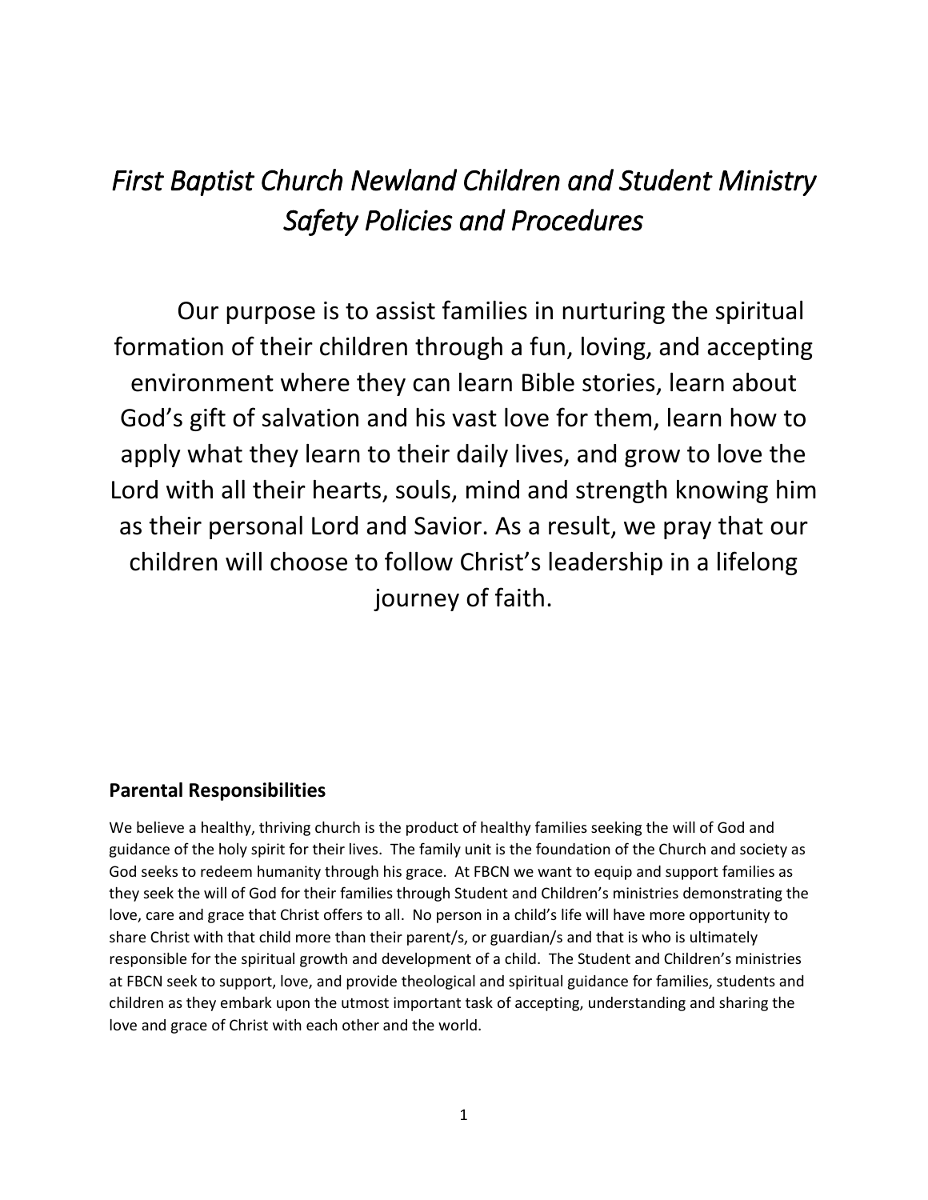# *First Baptist Church Newland Children and Student Ministry Safety Policies and Procedures*

Our purpose is to assist families in nurturing the spiritual formation of their children through a fun, loving, and accepting environment where they can learn Bible stories, learn about God's gift of salvation and his vast love for them, learn how to apply what they learn to their daily lives, and grow to love the Lord with all their hearts, souls, mind and strength knowing him as their personal Lord and Savior. As a result, we pray that our children will choose to follow Christ's leadership in a lifelong journey of faith.

## Parental Responsibilities

We believe a healthy, thriving church is the product of healthy families seeking the will of God and guidance of the holy spirit for their lives. The family unit is the foundation of the Church and society as God seeks to redeem humanity through his grace. At FBCN we want to equip and support families as they seek the will of God for their families through Student and Children's ministries demonstrating the love, care and grace that Christ offers to all. No person in a child's life will have more opportunity to share Christ with that child more than their parent/s, or guardian/s and that is who is ultimately responsible for the spiritual growth and development of a child. The Student and Children's ministries at FBCN seek to support, love, and provide theological and spiritual guidance for families, students and children as they embark upon the utmost important task of accepting, understanding and sharing the love and grace of Christ with each other and the world.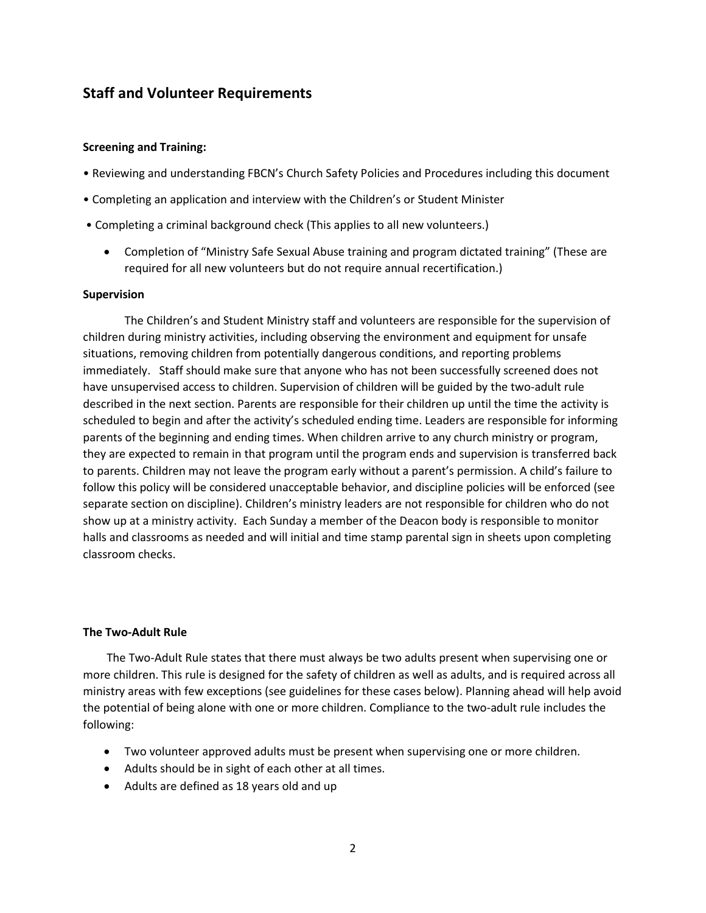## Staff and Volunteer Requirements

**Screening and Training:**

- Reviewing and understanding FBCN's Church Safety Policies and Procedures including this document
- Completing an application and interview with the Children's or Student Minister
- Completing a criminal background check (This applies to all new volunteers.)
  - Completion of "Ministry Safe Sexual Abuse training and program dictated training" (These are required for all new volunteers but do not require annual recertification.)

**Supervision**

The Children's and Student Ministry staff and volunteers are responsible for the supervision of children during ministry activities, including observing the environment and equipment for unsafe situations, removing children from potentially dangerous conditions, and reporting problems immediately. Staff should make sure that anyone who has not been successfully screened does not have unsupervised access to children. Supervision of children will be guided by the two-adult rule described in the next section. Parents are responsible for their children up until the time the activity is scheduled to begin and after the activity's scheduled ending time. Leaders are responsible for informing parents of the beginning and ending times. When children arrive to any church ministry or program, they are expected to remain in that program until the program ends and supervision is transferred back to parents. Children may not leave the program early without a parent's permission. A child's failure to follow this policy will be considered unacceptable behavior, and discipline policies will be enforced (see separate section on discipline). Children's ministry leaders are not responsible for children who do not show up at a ministry activity. Each Sunday a member of the Deacon body is responsible to monitor halls and classrooms as needed and will initial and time stamp parental sign in sheets upon completing classroom checks.

**The Two-Adult Rule**

The Two-Adult Rule states that there must always be two adults present when supervising one or more children. This rule is designed for the safety of children as well as adults, and is required across all ministry areas with few exceptions (see guidelines for these cases below). Planning ahead will help avoid the potential of being alone with one or more children. Compliance to the two-adult rule includes the following:

- Two volunteer approved adults must be present when supervising one or more children.
- Adults should be in sight of each other at all times.
- Adults are defined as 18 years old and up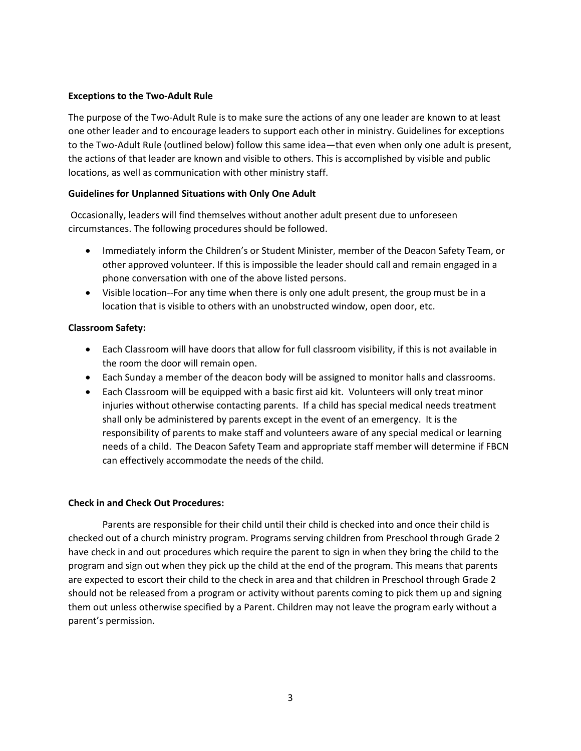**Exceptions to the Two-Adult Rule**

The purpose of the Two-Adult Rule is to make sure the actions of any one leader are known to at least one other leader and to encourage leaders to support each other in ministry. Guidelines for exceptions to the Two-Adult Rule (outlined below) follow this same idea—that even when only one adult is present, the actions of that leader are known and visible to others. This is accomplished by visible and public locations, as well as communication with other ministry staff.

**Guidelines for Unplanned Situations with Only One Adult**

Occasionally, leaders will find themselves without another adult present due to unforeseen circumstances. The following procedures should be followed.

- Immediately inform the Children's or Student Minister, member of the Deacon Safety Team, or other approved volunteer. If this is impossible the leader should call and remain engaged in a phone conversation with one of the above listed persons.
- Visible location--For any time when there is only one adult present, the group must be in a location that is visible to others with an unobstructed window, open door, etc.

**Classroom Safety:**

- Each Classroom will have doors that allow for full classroom visibility, if this is not available in the room the door will remain open.
- Each Sunday a member of the deacon body will be assigned to monitor halls and classrooms.
- Each Classroom will be equipped with a basic first aid kit. Volunteers will only treat minor injuries without otherwise contacting parents. If a child has special medical needs treatment shall only be administered by parents except in the event of an emergency. It is the responsibility of parents to make staff and volunteers aware of any special medical or learning needs of a child. The Deacon Safety Team and appropriate staff member will determine if FBCN can effectively accommodate the needs of the child.

**Check in and Check Out Procedures:**

Parents are responsible for their child until their child is checked into and once their child is checked out of a church ministry program. Programs serving children from Preschool through Grade 2 have check in and out procedures which require the parent to sign in when they bring the child to the program and sign out when they pick up the child at the end of the program. This means that parents are expected to escort their child to the check in area and that children in Preschool through Grade 2 should not be released from a program or activity without parents coming to pick them up and signing them out unless otherwise specified by a Parent. Children may not leave the program early without a parent's permission.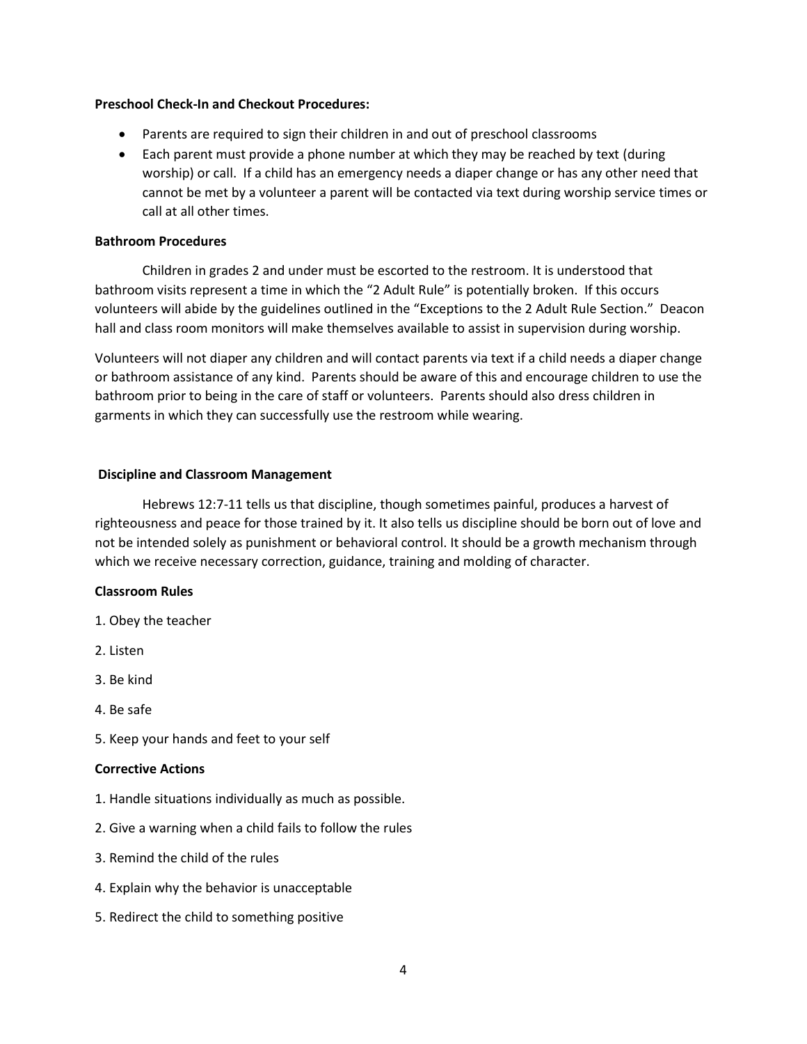**Preschool Check-In and Checkout Procedures:**

- Parents are required to sign their children in and out of preschool classrooms
- Each parent must provide a phone number at which they may be reached by text (during worship) or call. If a child has an emergency needs a diaper change or has any other need that cannot be met by a volunteer a parent will be contacted via text during worship service times or call at all other times.

**Bathroom Procedures**

Children in grades 2 and under must be escorted to the restroom. It is understood that bathroom visits represent a time in which the "2 Adult Rule" is potentially broken. If this occurs volunteers will abide by the guidelines outlined in the "Exceptions to the 2 Adult Rule Section." Deacon hall and class room monitors will make themselves available to assist in supervision during worship.

Volunteers will not diaper any children and will contact parents via text if a child needs a diaper change or bathroom assistance of any kind. Parents should be aware of this and encourage children to use the bathroom prior to being in the care of staff or volunteers. Parents should also dress children in garments in which they can successfully use the restroom while wearing.

**Discipline and Classroom Management**

Hebrews 12:7-11 tells us that discipline, though sometimes painful, produces a harvest of righteousness and peace for those trained by it. It also tells us discipline should be born out of love and not be intended solely as punishment or behavioral control. It should be a growth mechanism through which we receive necessary correction, guidance, training and molding of character.

**Classroom Rules**

1. Obey the teacher
2. Listen
3. Be kind
4. Be safe
5. Keep your hands and feet to your self

**Corrective Actions**

1. Handle situations individually as much as possible.
2. Give a warning when a child fails to follow the rules
3. Remind the child of the rules
4. Explain why the behavior is unacceptable
5. Redirect the child to something positive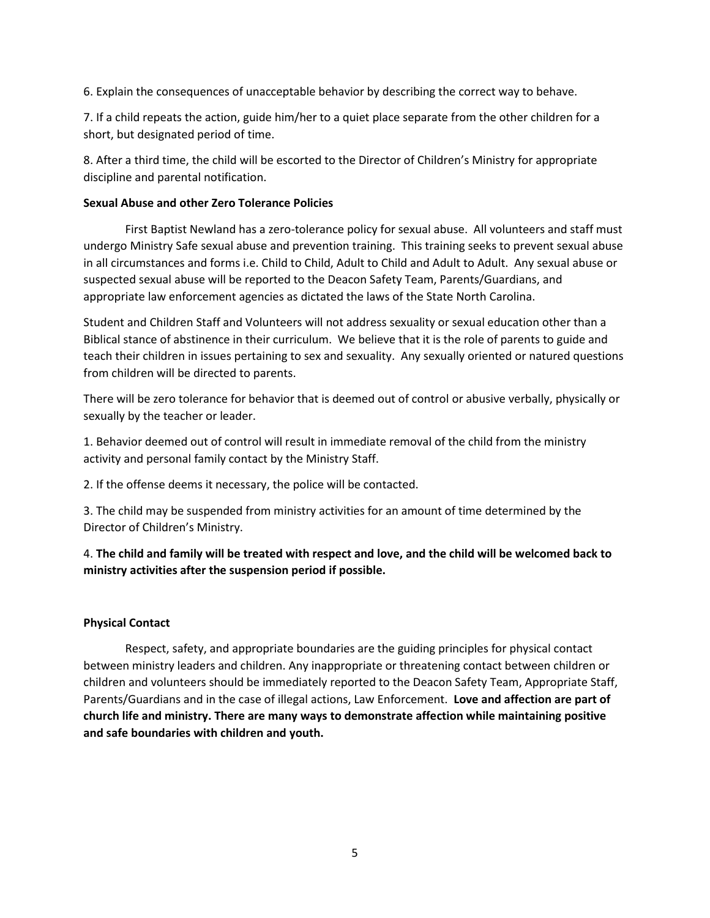6. Explain the consequences of unacceptable behavior by describing the correct way to behave.

7. If a child repeats the action, guide him/her to a quiet place separate from the other children for a short, but designated period of time.

8. After a third time, the child will be escorted to the Director of Children's Ministry for appropriate discipline and parental notification.

**Sexual Abuse and other Zero Tolerance Policies**

First Baptist Newland has a zero-tolerance policy for sexual abuse. All volunteers and staff must undergo Ministry Safe sexual abuse and prevention training. This training seeks to prevent sexual abuse in all circumstances and forms i.e. Child to Child, Adult to Child and Adult to Adult. Any sexual abuse or suspected sexual abuse will be reported to the Deacon Safety Team, Parents/Guardians, and appropriate law enforcement agencies as dictated the laws of the State North Carolina.

Student and Children Staff and Volunteers will not address sexuality or sexual education other than a Biblical stance of abstinence in their curriculum. We believe that it is the role of parents to guide and teach their children in issues pertaining to sex and sexuality. Any sexually oriented or natured questions from children will be directed to parents.

There will be zero tolerance for behavior that is deemed out of control or abusive verbally, physically or sexually by the teacher or leader.

1. Behavior deemed out of control will result in immediate removal of the child from the ministry activity and personal family contact by the Ministry Staff.

2. If the offense deems it necessary, the police will be contacted.

3. The child may be suspended from ministry activities for an amount of time determined by the Director of Children's Ministry.

4. **The child and family will be treated with respect and love, and the child will be welcomed back to ministry activities after the suspension period if possible.**

**Physical Contact**

Respect, safety, and appropriate boundaries are the guiding principles for physical contact between ministry leaders and children. Any inappropriate or threatening contact between children or children and volunteers should be immediately reported to the Deacon Safety Team, Appropriate Staff, Parents/Guardians and in the case of illegal actions, Law Enforcement. **Love and affection are part of church life and ministry. There are many ways to demonstrate affection while maintaining positive and safe boundaries with children and youth.**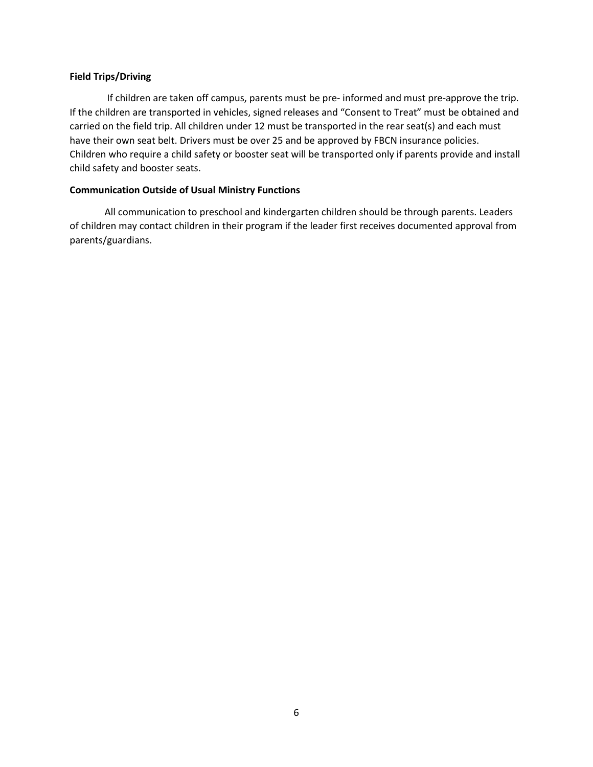**Field Trips/Driving**

If children are taken off campus, parents must be pre- informed and must pre-approve the trip. If the children are transported in vehicles, signed releases and "Consent to Treat" must be obtained and carried on the field trip. All children under 12 must be transported in the rear seat(s) and each must have their own seat belt. Drivers must be over 25 and be approved by FBCN insurance policies. Children who require a child safety or booster seat will be transported only if parents provide and install child safety and booster seats.

**Communication Outside of Usual Ministry Functions**

All communication to preschool and kindergarten children should be through parents. Leaders of children may contact children in their program if the leader first receives documented approval from parents/guardians.